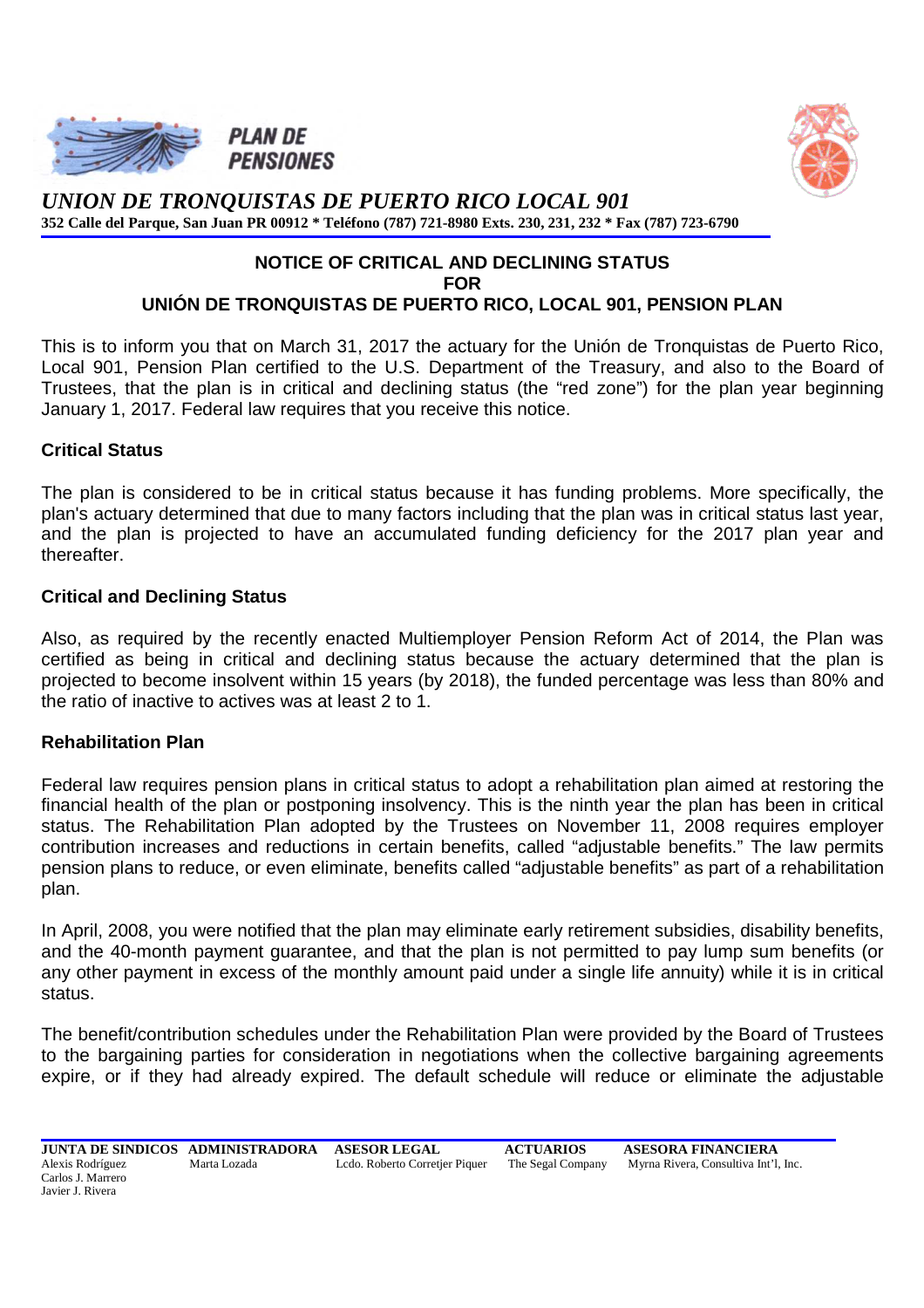**PLAN DE PENSIONES**

*UNION DE TRONQUISTAS DE PUERTO RICO LOCAL 901*

**352 Calle del Parque, San Juan PR 00912 * Teléfono (787) 721-8980 Exts. 230, 231, 232 * Fax (787) 723-6790**

## NOTICE OF CRITICAL AND DECLINING STATUS FOR UNIÓN DE TRONQUISTAS DE PUERTO RICO, LOCAL 901, PENSION PLAN

This is to inform you that on March 31, 2017 the actuary for the Unión de Tronquistas de Puerto Rico, Local 901, Pension Plan certified to the U.S. Department of the Treasury, and also to the Board of Trustees, that the plan is in critical and declining status (the "red zone") for the plan year beginning January 1, 2017. Federal law requires that you receive this notice.

### Critical Status

The plan is considered to be in critical status because it has funding problems. More specifically, the plan's actuary determined that due to many factors including that the plan was in critical status last year, and the plan is projected to have an accumulated funding deficiency for the 2017 plan year and thereafter.

### Critical and Declining Status

Also, as required by the recently enacted Multiemployer Pension Reform Act of 2014, the Plan was certified as being in critical and declining status because the actuary determined that the plan is projected to become insolvent within 15 years (by 2018), the funded percentage was less than 80% and the ratio of inactive to actives was at least 2 to 1.

### Rehabilitation Plan

Federal law requires pension plans in critical status to adopt a rehabilitation plan aimed at restoring the financial health of the plan or postponing insolvency. This is the ninth year the plan has been in critical status. The Rehabilitation Plan adopted by the Trustees on November 11, 2008 requires employer contribution increases and reductions in certain benefits, called "adjustable benefits." The law permits pension plans to reduce, or even eliminate, benefits called "adjustable benefits" as part of a rehabilitation plan.

In April, 2008, you were notified that the plan may eliminate early retirement subsidies, disability benefits, and the 40-month payment guarantee, and that the plan is not permitted to pay lump sum benefits (or any other payment in excess of the monthly amount paid under a single life annuity) while it is in critical status.

The benefit/contribution schedules under the Rehabilitation Plan were provided by the Board of Trustees to the bargaining parties for consideration in negotiations when the collective bargaining agreements expire, or if they had already expired. The default schedule will reduce or eliminate the adjustable

| JUNTA DE SINDICOS | ADMINISTRADORA | ASESOR LEGAL | ACTUARIOS | ASESORA FINANCIERA |
|---|---|---|---|---|
| Alexis Rodríguez<br>Carlos J. Marrero<br>Javier J. Rivera | Marta Lozada | Lcdo. Roberto Corretjer Piquer | The Segal Company | Myrna Rivera, Consultiva Int'l, Inc. |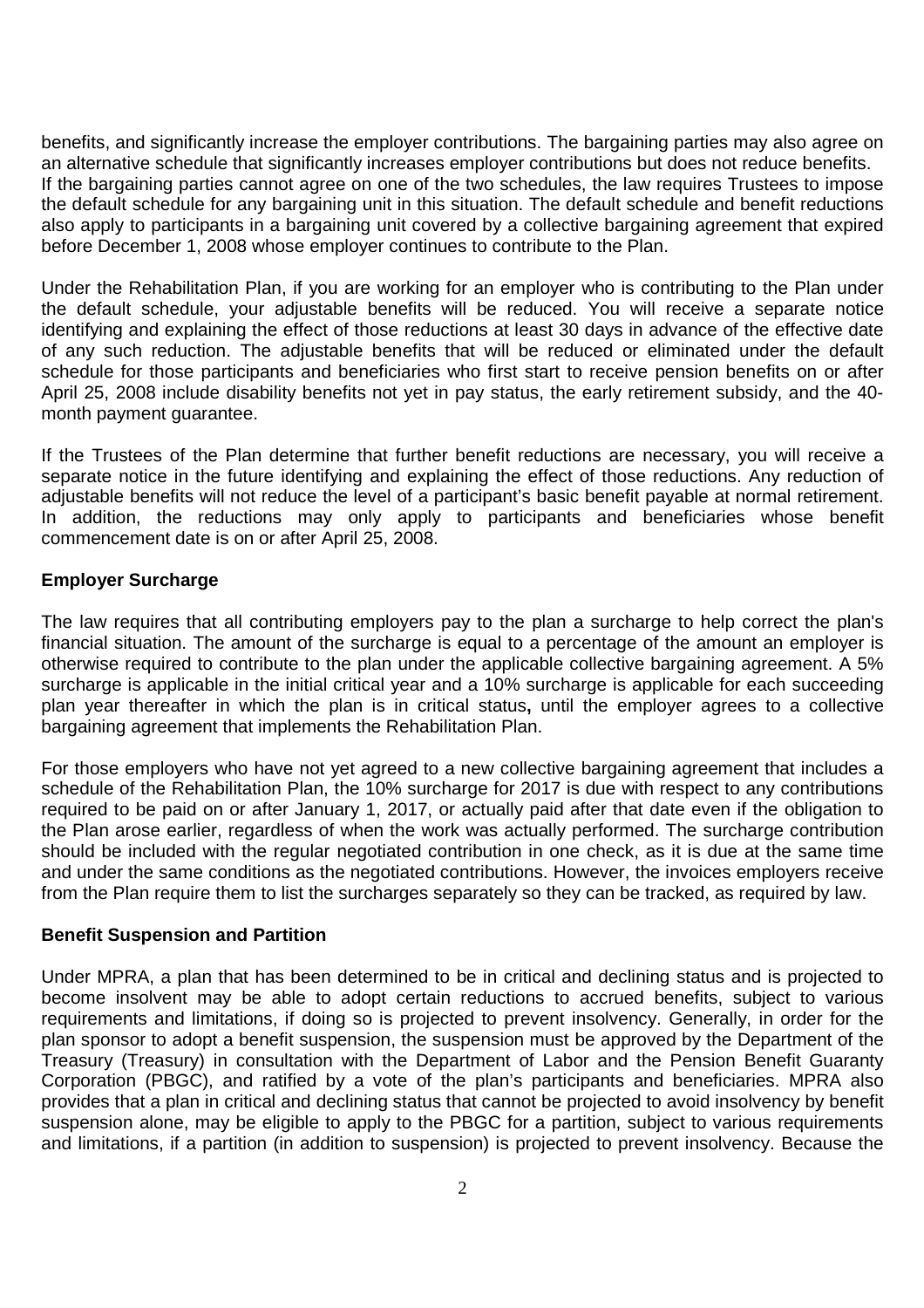benefits, and significantly increase the employer contributions. The bargaining parties may also agree on an alternative schedule that significantly increases employer contributions but does not reduce benefits. If the bargaining parties cannot agree on one of the two schedules, the law requires Trustees to impose the default schedule for any bargaining unit in this situation. The default schedule and benefit reductions also apply to participants in a bargaining unit covered by a collective bargaining agreement that expired before December 1, 2008 whose employer continues to contribute to the Plan.

Under the Rehabilitation Plan, if you are working for an employer who is contributing to the Plan under the default schedule, your adjustable benefits will be reduced. You will receive a separate notice identifying and explaining the effect of those reductions at least 30 days in advance of the effective date of any such reduction. The adjustable benefits that will be reduced or eliminated under the default schedule for those participants and beneficiaries who first start to receive pension benefits on or after April 25, 2008 include disability benefits not yet in pay status, the early retirement subsidy, and the 40-month payment guarantee.

If the Trustees of the Plan determine that further benefit reductions are necessary, you will receive a separate notice in the future identifying and explaining the effect of those reductions. Any reduction of adjustable benefits will not reduce the level of a participant's basic benefit payable at normal retirement. In addition, the reductions may only apply to participants and beneficiaries whose benefit commencement date is on or after April 25, 2008.

**Employer Surcharge**

The law requires that all contributing employers pay to the plan a surcharge to help correct the plan's financial situation. The amount of the surcharge is equal to a percentage of the amount an employer is otherwise required to contribute to the plan under the applicable collective bargaining agreement. A 5% surcharge is applicable in the initial critical year and a 10% surcharge is applicable for each succeeding plan year thereafter in which the plan is in critical status**,** until the employer agrees to a collective bargaining agreement that implements the Rehabilitation Plan.

For those employers who have not yet agreed to a new collective bargaining agreement that includes a schedule of the Rehabilitation Plan, the 10% surcharge for 2017 is due with respect to any contributions required to be paid on or after January 1, 2017, or actually paid after that date even if the obligation to the Plan arose earlier, regardless of when the work was actually performed. The surcharge contribution should be included with the regular negotiated contribution in one check, as it is due at the same time and under the same conditions as the negotiated contributions. However, the invoices employers receive from the Plan require them to list the surcharges separately so they can be tracked, as required by law.

**Benefit Suspension and Partition**

Under MPRA, a plan that has been determined to be in critical and declining status and is projected to become insolvent may be able to adopt certain reductions to accrued benefits, subject to various requirements and limitations, if doing so is projected to prevent insolvency. Generally, in order for the plan sponsor to adopt a benefit suspension, the suspension must be approved by the Department of the Treasury (Treasury) in consultation with the Department of Labor and the Pension Benefit Guaranty Corporation (PBGC), and ratified by a vote of the plan's participants and beneficiaries. MPRA also provides that a plan in critical and declining status that cannot be projected to avoid insolvency by benefit suspension alone, may be eligible to apply to the PBGC for a partition, subject to various requirements and limitations, if a partition (in addition to suspension) is projected to prevent insolvency. Because the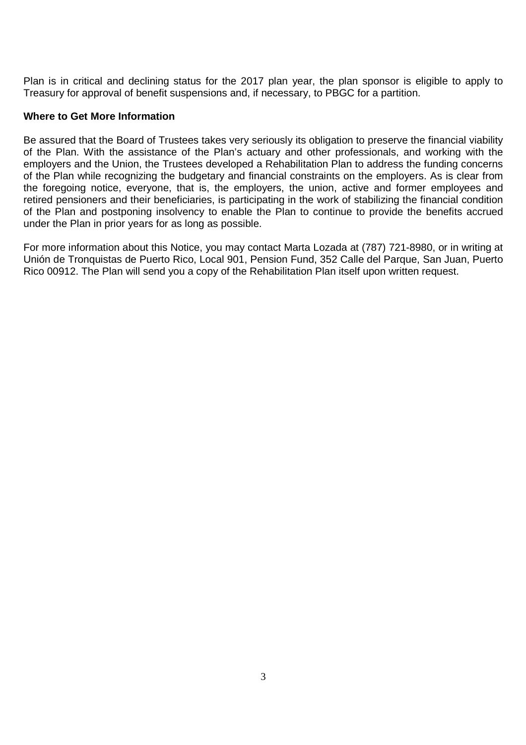Plan is in critical and declining status for the 2017 plan year, the plan sponsor is eligible to apply to Treasury for approval of benefit suspensions and, if necessary, to PBGC for a partition.

**Where to Get More Information**

Be assured that the Board of Trustees takes very seriously its obligation to preserve the financial viability of the Plan. With the assistance of the Plan's actuary and other professionals, and working with the employers and the Union, the Trustees developed a Rehabilitation Plan to address the funding concerns of the Plan while recognizing the budgetary and financial constraints on the employers. As is clear from the foregoing notice, everyone, that is, the employers, the union, active and former employees and retired pensioners and their beneficiaries, is participating in the work of stabilizing the financial condition of the Plan and postponing insolvency to enable the Plan to continue to provide the benefits accrued under the Plan in prior years for as long as possible.

For more information about this Notice, you may contact Marta Lozada at (787) 721-8980, or in writing at Unión de Tronquistas de Puerto Rico, Local 901, Pension Fund, 352 Calle del Parque, San Juan, Puerto Rico 00912. The Plan will send you a copy of the Rehabilitation Plan itself upon written request.